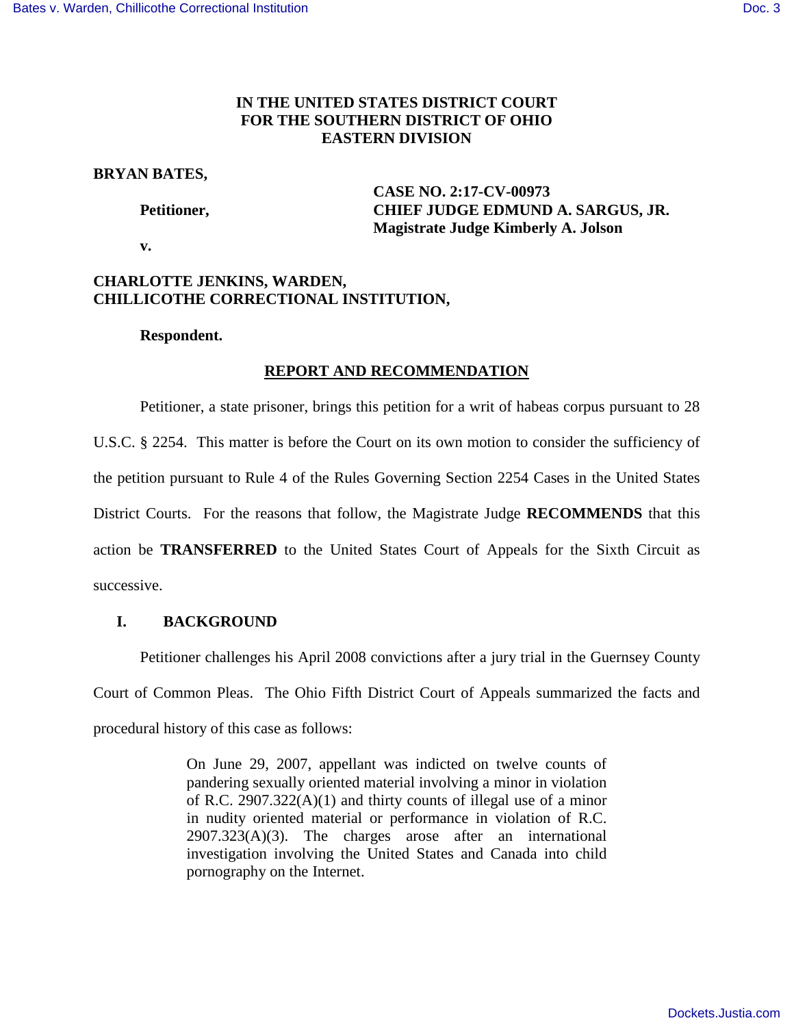**IN THE UNITED STATES DISTRICT COURT**
**FOR THE SOUTHERN DISTRICT OF OHIO**
**EASTERN DIVISION**

**BRYAN BATES,**

**Petitioner,**

**v.**

**CASE NO. 2:17-CV-00973**
**CHIEF JUDGE EDMUND A. SARGUS, JR.**
**Magistrate Judge Kimberly A. Jolson**

**CHARLOTTE JENKINS, WARDEN,**
**CHILLICOTHE CORRECTIONAL INSTITUTION,**

**Respondent.**

## REPORT AND RECOMMENDATION

Petitioner, a state prisoner, brings this petition for a writ of habeas corpus pursuant to 28 U.S.C. § 2254. This matter is before the Court on its own motion to consider the sufficiency of the petition pursuant to Rule 4 of the Rules Governing Section 2254 Cases in the United States District Courts. For the reasons that follow, the Magistrate Judge **RECOMMENDS** that this action be **TRANSFERRED** to the United States Court of Appeals for the Sixth Circuit as successive.

### I. BACKGROUND

Petitioner challenges his April 2008 convictions after a jury trial in the Guernsey County Court of Common Pleas. The Ohio Fifth District Court of Appeals summarized the facts and procedural history of this case as follows:

> On June 29, 2007, appellant was indicted on twelve counts of pandering sexually oriented material involving a minor in violation of R.C. 2907.322(A)(1) and thirty counts of illegal use of a minor in nudity oriented material or performance in violation of R.C. 2907.323(A)(3). The charges arose after an international investigation involving the United States and Canada into child pornography on the Internet.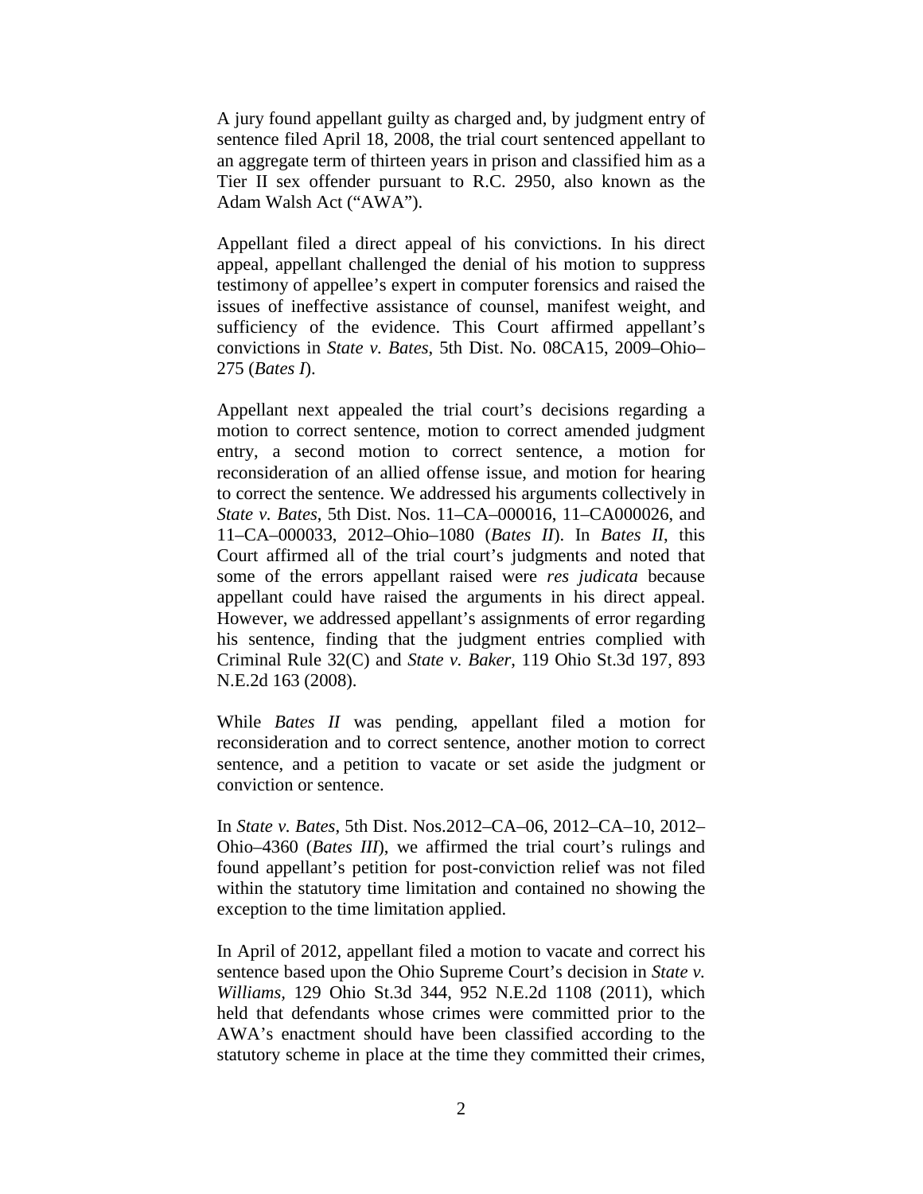A jury found appellant guilty as charged and, by judgment entry of sentence filed April 18, 2008, the trial court sentenced appellant to an aggregate term of thirteen years in prison and classified him as a Tier II sex offender pursuant to R.C. 2950, also known as the Adam Walsh Act ("AWA").

Appellant filed a direct appeal of his convictions. In his direct appeal, appellant challenged the denial of his motion to suppress testimony of appellee's expert in computer forensics and raised the issues of ineffective assistance of counsel, manifest weight, and sufficiency of the evidence. This Court affirmed appellant's convictions in *State v. Bates*, 5th Dist. No. 08CA15, 2009–Ohio–275 (*Bates I*).

Appellant next appealed the trial court's decisions regarding a motion to correct sentence, motion to correct amended judgment entry, a second motion to correct sentence, a motion for reconsideration of an allied offense issue, and motion for hearing to correct the sentence. We addressed his arguments collectively in *State v. Bates*, 5th Dist. Nos. 11–CA–000016, 11–CA000026, and 11–CA–000033, 2012–Ohio–1080 (*Bates II*). In *Bates II*, this Court affirmed all of the trial court's judgments and noted that some of the errors appellant raised were *res judicata* because appellant could have raised the arguments in his direct appeal. However, we addressed appellant's assignments of error regarding his sentence, finding that the judgment entries complied with Criminal Rule 32(C) and *State v. Baker*, 119 Ohio St.3d 197, 893 N.E.2d 163 (2008).

While *Bates II* was pending, appellant filed a motion for reconsideration and to correct sentence, another motion to correct sentence, and a petition to vacate or set aside the judgment or conviction or sentence.

In *State v. Bates*, 5th Dist. Nos.2012–CA–06, 2012–CA–10, 2012–Ohio–4360 (*Bates III*), we affirmed the trial court's rulings and found appellant's petition for post-conviction relief was not filed within the statutory time limitation and contained no showing the exception to the time limitation applied.

In April of 2012, appellant filed a motion to vacate and correct his sentence based upon the Ohio Supreme Court's decision in *State v. Williams*, 129 Ohio St.3d 344, 952 N.E.2d 1108 (2011), which held that defendants whose crimes were committed prior to the AWA's enactment should have been classified according to the statutory scheme in place at the time they committed their crimes,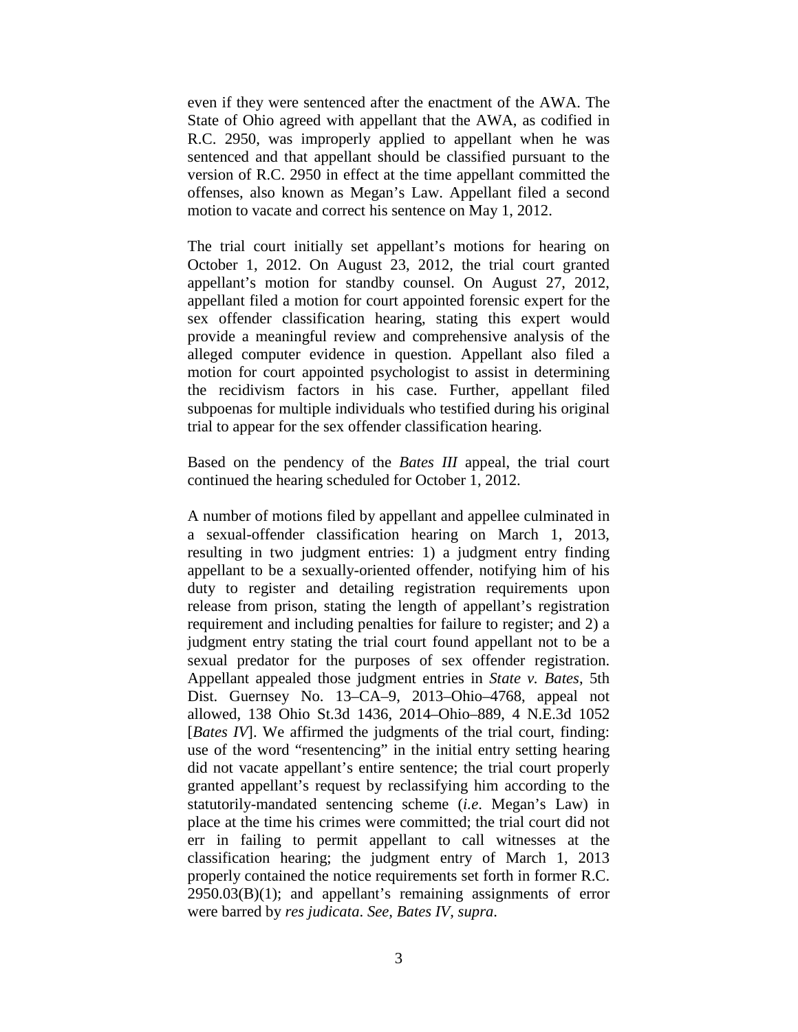even if they were sentenced after the enactment of the AWA. The State of Ohio agreed with appellant that the AWA, as codified in R.C. 2950, was improperly applied to appellant when he was sentenced and that appellant should be classified pursuant to the version of R.C. 2950 in effect at the time appellant committed the offenses, also known as Megan's Law. Appellant filed a second motion to vacate and correct his sentence on May 1, 2012.

The trial court initially set appellant's motions for hearing on October 1, 2012. On August 23, 2012, the trial court granted appellant's motion for standby counsel. On August 27, 2012, appellant filed a motion for court appointed forensic expert for the sex offender classification hearing, stating this expert would provide a meaningful review and comprehensive analysis of the alleged computer evidence in question. Appellant also filed a motion for court appointed psychologist to assist in determining the recidivism factors in his case. Further, appellant filed subpoenas for multiple individuals who testified during his original trial to appear for the sex offender classification hearing.

Based on the pendency of the *Bates III* appeal, the trial court continued the hearing scheduled for October 1, 2012.

A number of motions filed by appellant and appellee culminated in a sexual-offender classification hearing on March 1, 2013, resulting in two judgment entries: 1) a judgment entry finding appellant to be a sexually-oriented offender, notifying him of his duty to register and detailing registration requirements upon release from prison, stating the length of appellant's registration requirement and including penalties for failure to register; and 2) a judgment entry stating the trial court found appellant not to be a sexual predator for the purposes of sex offender registration. Appellant appealed those judgment entries in *State v. Bates*, 5th Dist. Guernsey No. 13–CA–9, 2013–Ohio–4768, appeal not allowed, 138 Ohio St.3d 1436, 2014–Ohio–889, 4 N.E.3d 1052 [*Bates IV*]. We affirmed the judgments of the trial court, finding: use of the word "resentencing" in the initial entry setting hearing did not vacate appellant's entire sentence; the trial court properly granted appellant's request by reclassifying him according to the statutorily-mandated sentencing scheme (*i.e*. Megan's Law) in place at the time his crimes were committed; the trial court did not err in failing to permit appellant to call witnesses at the classification hearing; the judgment entry of March 1, 2013 properly contained the notice requirements set forth in former R.C. 2950.03(B)(1); and appellant's remaining assignments of error were barred by *res judicata*. *See, Bates IV, supra*.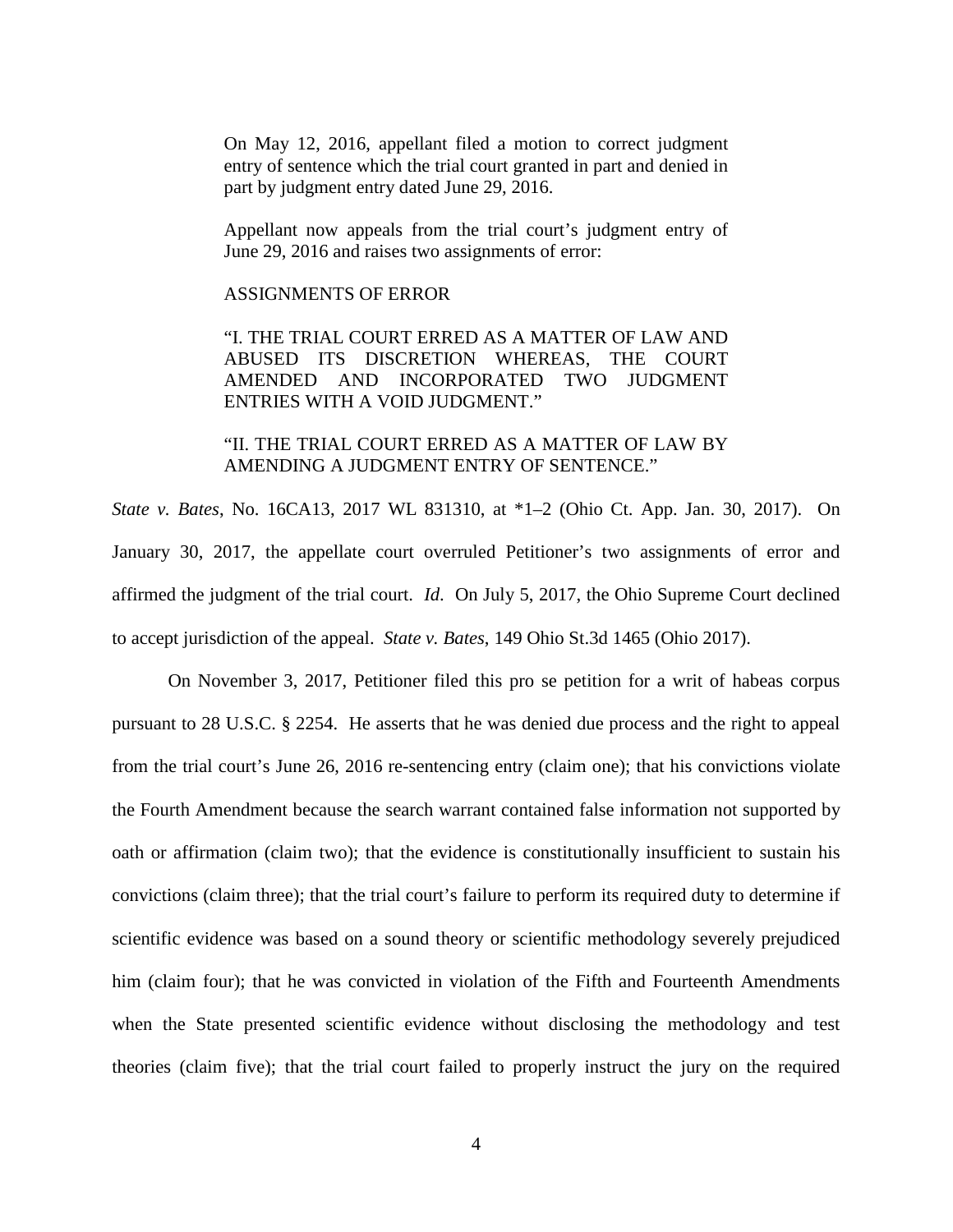> On May 12, 2016, appellant filed a motion to correct judgment entry of sentence which the trial court granted in part and denied in part by judgment entry dated June 29, 2016.
>
> Appellant now appeals from the trial court's judgment entry of June 29, 2016 and raises two assignments of error:
>
> ASSIGNMENTS OF ERROR
>
> "I. THE TRIAL COURT ERRED AS A MATTER OF LAW AND ABUSED ITS DISCRETION WHEREAS, THE COURT AMENDED AND INCORPORATED TWO JUDGMENT ENTRIES WITH A VOID JUDGMENT."
>
> "II. THE TRIAL COURT ERRED AS A MATTER OF LAW BY AMENDING A JUDGMENT ENTRY OF SENTENCE."

*State v. Bates*, No. 16CA13, 2017 WL 831310, at *1–2 (Ohio Ct. App. Jan. 30, 2017). On January 30, 2017, the appellate court overruled Petitioner's two assignments of error and affirmed the judgment of the trial court. *Id*. On July 5, 2017, the Ohio Supreme Court declined to accept jurisdiction of the appeal. *State v. Bates*, 149 Ohio St.3d 1465 (Ohio 2017).

On November 3, 2017, Petitioner filed this pro se petition for a writ of habeas corpus pursuant to 28 U.S.C. § 2254. He asserts that he was denied due process and the right to appeal from the trial court's June 26, 2016 re-sentencing entry (claim one); that his convictions violate the Fourth Amendment because the search warrant contained false information not supported by oath or affirmation (claim two); that the evidence is constitutionally insufficient to sustain his convictions (claim three); that the trial court's failure to perform its required duty to determine if scientific evidence was based on a sound theory or scientific methodology severely prejudiced him (claim four); that he was convicted in violation of the Fifth and Fourteenth Amendments when the State presented scientific evidence without disclosing the methodology and test theories (claim five); that the trial court failed to properly instruct the jury on the required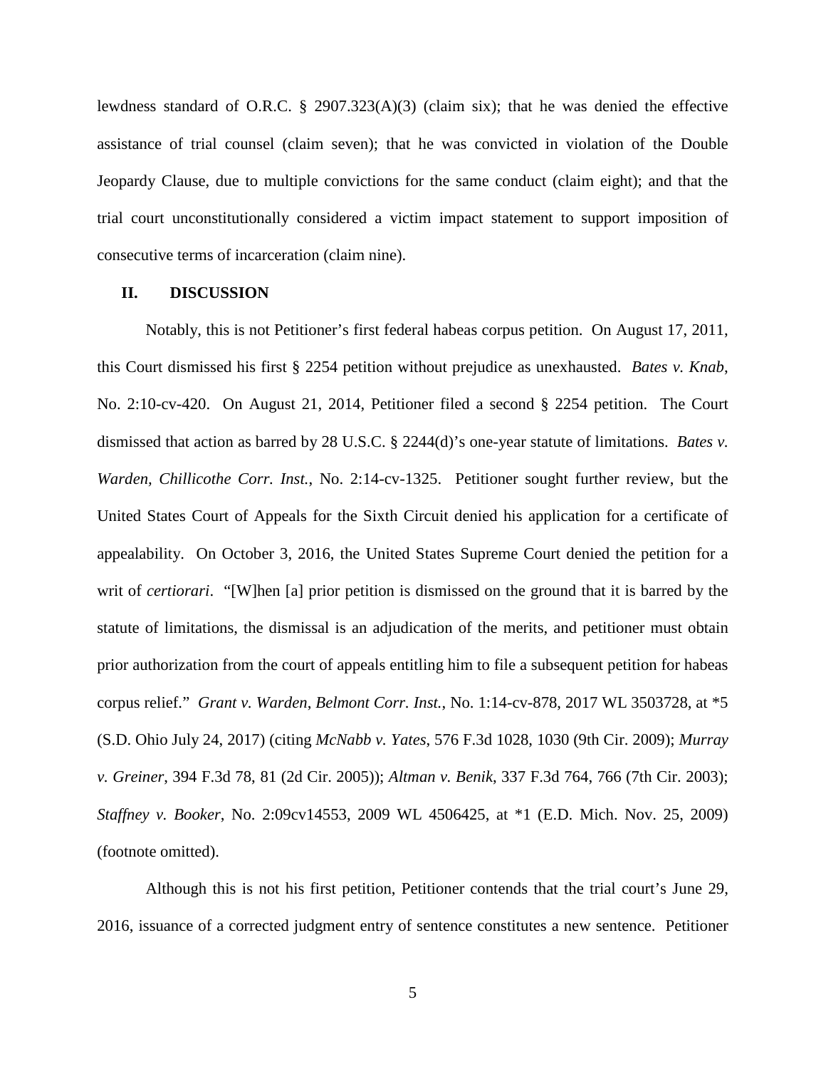lewdness standard of O.R.C. § 2907.323(A)(3) (claim six); that he was denied the effective assistance of trial counsel (claim seven); that he was convicted in violation of the Double Jeopardy Clause, due to multiple convictions for the same conduct (claim eight); and that the trial court unconstitutionally considered a victim impact statement to support imposition of consecutive terms of incarceration (claim nine).

## II. DISCUSSION

Notably, this is not Petitioner's first federal habeas corpus petition. On August 17, 2011, this Court dismissed his first § 2254 petition without prejudice as unexhausted. *Bates v. Knab*, No. 2:10-cv-420. On August 21, 2014, Petitioner filed a second § 2254 petition. The Court dismissed that action as barred by 28 U.S.C. § 2244(d)'s one-year statute of limitations. *Bates v. Warden, Chillicothe Corr. Inst.*, No. 2:14-cv-1325. Petitioner sought further review, but the United States Court of Appeals for the Sixth Circuit denied his application for a certificate of appealability. On October 3, 2016, the United States Supreme Court denied the petition for a writ of *certiorari*. "[W]hen [a] prior petition is dismissed on the ground that it is barred by the statute of limitations, the dismissal is an adjudication of the merits, and petitioner must obtain prior authorization from the court of appeals entitling him to file a subsequent petition for habeas corpus relief." *Grant v. Warden, Belmont Corr. Inst.*, No. 1:14-cv-878, 2017 WL 3503728, at *5 (S.D. Ohio July 24, 2017) (citing *McNabb v. Yates*, 576 F.3d 1028, 1030 (9th Cir. 2009); *Murray v. Greiner*, 394 F.3d 78, 81 (2d Cir. 2005)); *Altman v. Benik*, 337 F.3d 764, 766 (7th Cir. 2003); *Staffney v. Booker*, No. 2:09cv14553, 2009 WL 4506425, at *1 (E.D. Mich. Nov. 25, 2009) (footnote omitted).

Although this is not his first petition, Petitioner contends that the trial court's June 29, 2016, issuance of a corrected judgment entry of sentence constitutes a new sentence. Petitioner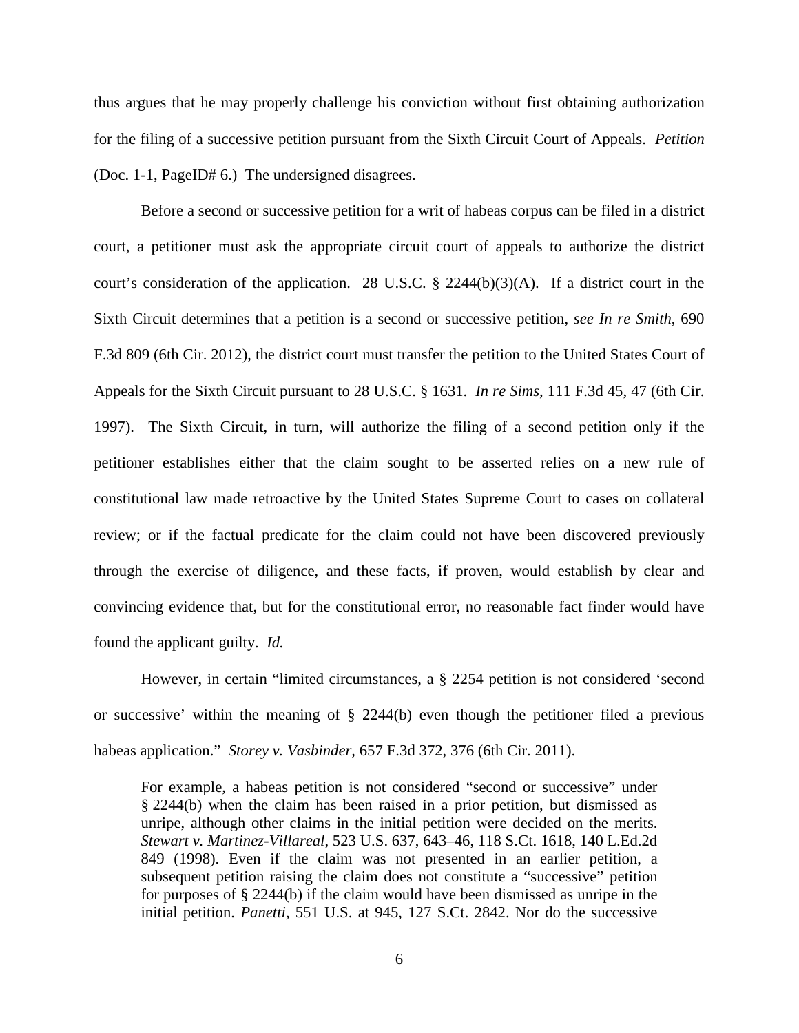thus argues that he may properly challenge his conviction without first obtaining authorization for the filing of a successive petition pursuant from the Sixth Circuit Court of Appeals. *Petition* (Doc. 1-1, PageID# 6.) The undersigned disagrees.

Before a second or successive petition for a writ of habeas corpus can be filed in a district court, a petitioner must ask the appropriate circuit court of appeals to authorize the district court's consideration of the application. 28 U.S.C. § 2244(b)(3)(A). If a district court in the Sixth Circuit determines that a petition is a second or successive petition, *see In re Smith*, 690 F.3d 809 (6th Cir. 2012), the district court must transfer the petition to the United States Court of Appeals for the Sixth Circuit pursuant to 28 U.S.C. § 1631. *In re Sims*, 111 F.3d 45, 47 (6th Cir. 1997). The Sixth Circuit, in turn, will authorize the filing of a second petition only if the petitioner establishes either that the claim sought to be asserted relies on a new rule of constitutional law made retroactive by the United States Supreme Court to cases on collateral review; or if the factual predicate for the claim could not have been discovered previously through the exercise of diligence, and these facts, if proven, would establish by clear and convincing evidence that, but for the constitutional error, no reasonable fact finder would have found the applicant guilty. *Id.*

However, in certain "limited circumstances, a § 2254 petition is not considered 'second or successive' within the meaning of § 2244(b) even though the petitioner filed a previous habeas application." *Storey v. Vasbinder*, 657 F.3d 372, 376 (6th Cir. 2011).

> For example, a habeas petition is not considered "second or successive" under § 2244(b) when the claim has been raised in a prior petition, but dismissed as unripe, although other claims in the initial petition were decided on the merits. *Stewart v. Martinez-Villareal*, 523 U.S. 637, 643–46, 118 S.Ct. 1618, 140 L.Ed.2d 849 (1998). Even if the claim was not presented in an earlier petition, a subsequent petition raising the claim does not constitute a "successive" petition for purposes of § 2244(b) if the claim would have been dismissed as unripe in the initial petition. *Panetti*, 551 U.S. at 945, 127 S.Ct. 2842. Nor do the successive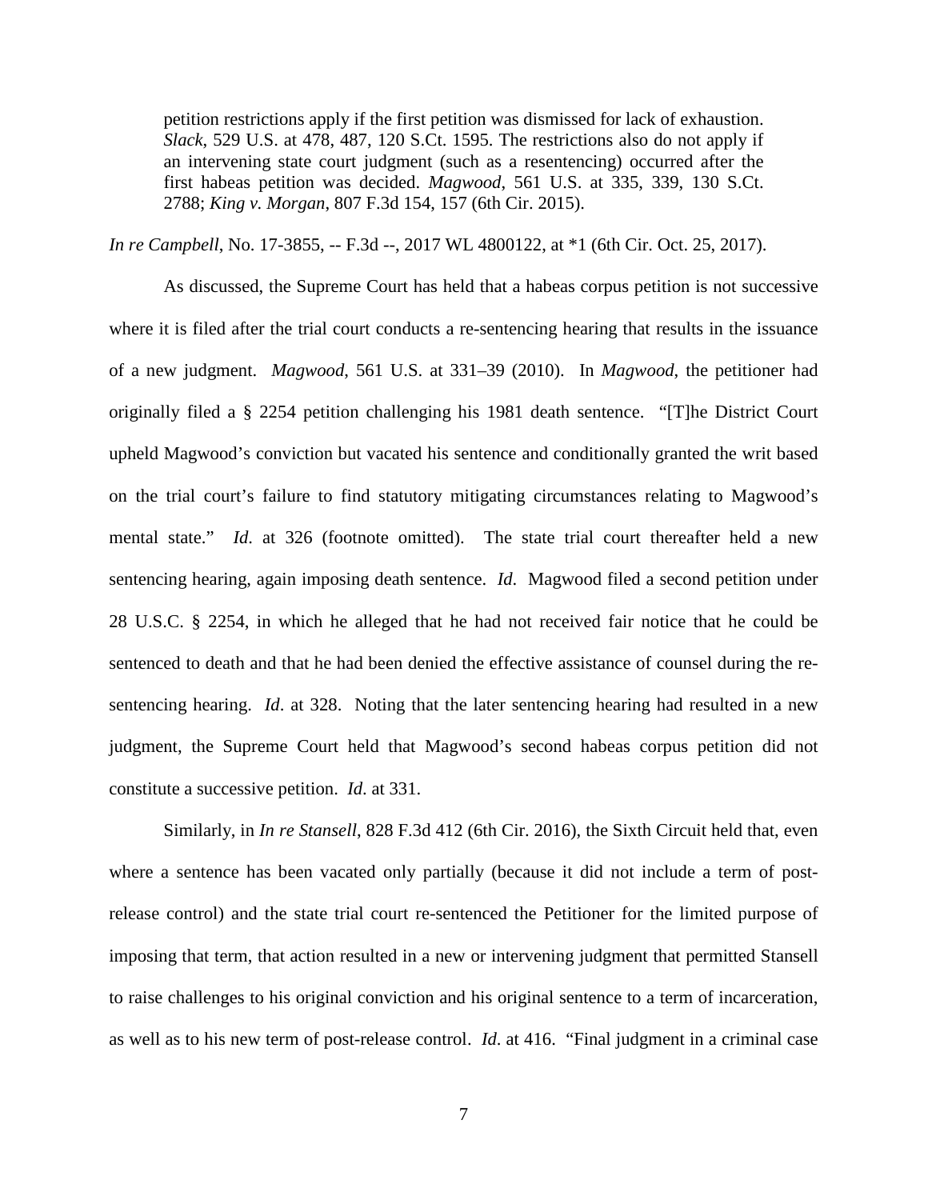> petition restrictions apply if the first petition was dismissed for lack of exhaustion. *Slack*, 529 U.S. at 478, 487, 120 S.Ct. 1595. The restrictions also do not apply if an intervening state court judgment (such as a resentencing) occurred after the first habeas petition was decided. *Magwood*, 561 U.S. at 335, 339, 130 S.Ct. 2788; *King v. Morgan*, 807 F.3d 154, 157 (6th Cir. 2015).

*In re Campbell*, No. 17-3855, -- F.3d --, 2017 WL 4800122, at *1 (6th Cir. Oct. 25, 2017).

As discussed, the Supreme Court has held that a habeas corpus petition is not successive where it is filed after the trial court conducts a re-sentencing hearing that results in the issuance of a new judgment. *Magwood*, 561 U.S. at 331–39 (2010). In *Magwood*, the petitioner had originally filed a § 2254 petition challenging his 1981 death sentence. "[T]he District Court upheld Magwood's conviction but vacated his sentence and conditionally granted the writ based on the trial court's failure to find statutory mitigating circumstances relating to Magwood's mental state." *Id*. at 326 (footnote omitted). The state trial court thereafter held a new sentencing hearing, again imposing death sentence. *Id*. Magwood filed a second petition under 28 U.S.C. § 2254, in which he alleged that he had not received fair notice that he could be sentenced to death and that he had been denied the effective assistance of counsel during the re-sentencing hearing. *Id*. at 328. Noting that the later sentencing hearing had resulted in a new judgment, the Supreme Court held that Magwood's second habeas corpus petition did not constitute a successive petition. *Id*. at 331.

Similarly, in *In re Stansell*, 828 F.3d 412 (6th Cir. 2016), the Sixth Circuit held that, even where a sentence has been vacated only partially (because it did not include a term of post-release control) and the state trial court re-sentenced the Petitioner for the limited purpose of imposing that term, that action resulted in a new or intervening judgment that permitted Stansell to raise challenges to his original conviction and his original sentence to a term of incarceration, as well as to his new term of post-release control. *Id*. at 416. "Final judgment in a criminal case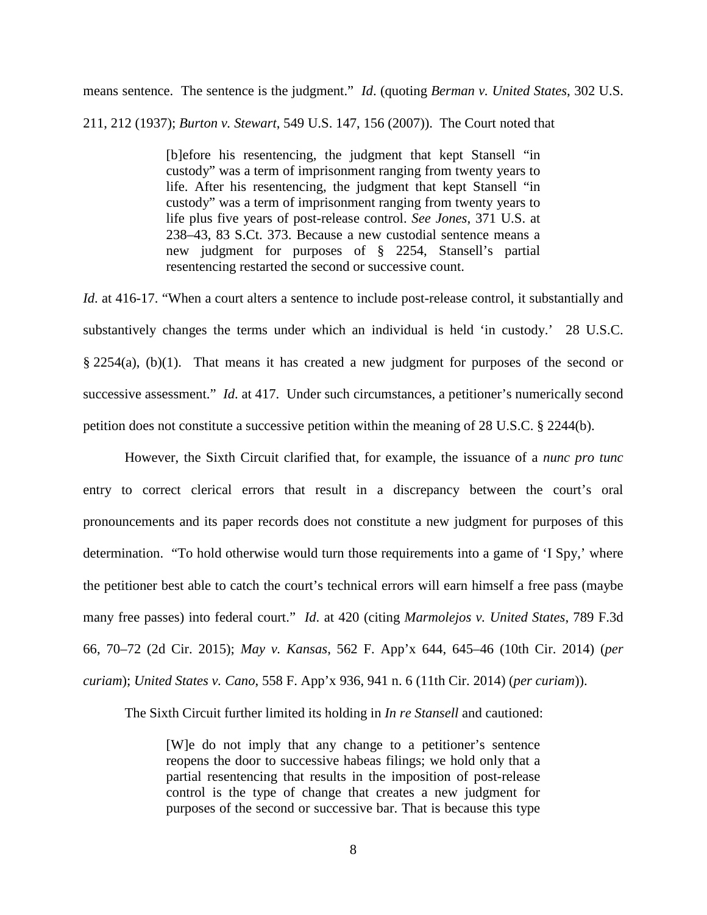means sentence. The sentence is the judgment." *Id*. (quoting *Berman v. United States*, 302 U.S. 211, 212 (1937); *Burton v. Stewart*, 549 U.S. 147, 156 (2007)). The Court noted that

> [b]efore his resentencing, the judgment that kept Stansell "in custody" was a term of imprisonment ranging from twenty years to life. After his resentencing, the judgment that kept Stansell "in custody" was a term of imprisonment ranging from twenty years to life plus five years of post-release control. *See Jones*, 371 U.S. at 238–43, 83 S.Ct. 373. Because a new custodial sentence means a new judgment for purposes of § 2254, Stansell's partial resentencing restarted the second or successive count.

*Id*. at 416-17. "When a court alters a sentence to include post-release control, it substantially and substantively changes the terms under which an individual is held 'in custody.' 28 U.S.C. § 2254(a), (b)(1). That means it has created a new judgment for purposes of the second or successive assessment." *Id*. at 417. Under such circumstances, a petitioner's numerically second petition does not constitute a successive petition within the meaning of 28 U.S.C. § 2244(b).

However, the Sixth Circuit clarified that, for example, the issuance of a *nunc pro tunc* entry to correct clerical errors that result in a discrepancy between the court's oral pronouncements and its paper records does not constitute a new judgment for purposes of this determination. "To hold otherwise would turn those requirements into a game of 'I Spy,' where the petitioner best able to catch the court's technical errors will earn himself a free pass (maybe many free passes) into federal court." *Id*. at 420 (citing *Marmolejos v. United States*, 789 F.3d 66, 70–72 (2d Cir. 2015); *May v. Kansas*, 562 F. App'x 644, 645–46 (10th Cir. 2014) (*per curiam*); *United States v. Cano*, 558 F. App'x 936, 941 n. 6 (11th Cir. 2014) (*per curiam*)).

The Sixth Circuit further limited its holding in *In re Stansell* and cautioned:

> [W]e do not imply that any change to a petitioner's sentence reopens the door to successive habeas filings; we hold only that a partial resentencing that results in the imposition of post-release control is the type of change that creates a new judgment for purposes of the second or successive bar. That is because this type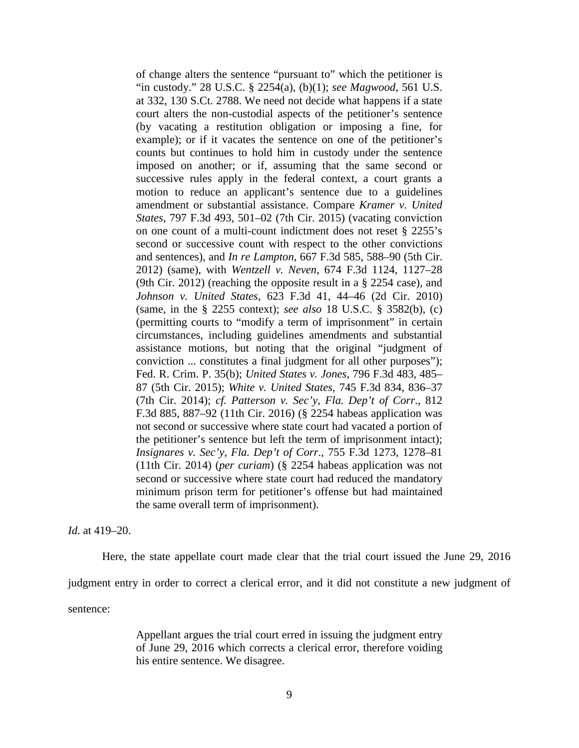> of change alters the sentence "pursuant to" which the petitioner is "in custody." 28 U.S.C. § 2254(a), (b)(1); *see Magwood*, 561 U.S. at 332, 130 S.Ct. 2788. We need not decide what happens if a state court alters the non-custodial aspects of the petitioner's sentence (by vacating a restitution obligation or imposing a fine, for example); or if it vacates the sentence on one of the petitioner's counts but continues to hold him in custody under the sentence imposed on another; or if, assuming that the same second or successive rules apply in the federal context, a court grants a motion to reduce an applicant's sentence due to a guidelines amendment or substantial assistance. Compare *Kramer v. United States*, 797 F.3d 493, 501–02 (7th Cir. 2015) (vacating conviction on one count of a multi-count indictment does not reset § 2255's second or successive count with respect to the other convictions and sentences), and *In re Lampton*, 667 F.3d 585, 588–90 (5th Cir. 2012) (same), with *Wentzell v. Neven*, 674 F.3d 1124, 1127–28 (9th Cir. 2012) (reaching the opposite result in a § 2254 case), and *Johnson v. United States*, 623 F.3d 41, 44–46 (2d Cir. 2010) (same, in the § 2255 context); *see also* 18 U.S.C. § 3582(b), (c) (permitting courts to "modify a term of imprisonment" in certain circumstances, including guidelines amendments and substantial assistance motions, but noting that the original "judgment of conviction ... constitutes a final judgment for all other purposes"); Fed. R. Crim. P. 35(b); *United States v. Jones*, 796 F.3d 483, 485–87 (5th Cir. 2015); *White v. United States*, 745 F.3d 834, 836–37 (7th Cir. 2014); *cf. Patterson v. Sec'y, Fla. Dep't of Corr.*, 812 F.3d 885, 887–92 (11th Cir. 2016) (§ 2254 habeas application was not second or successive where state court had vacated a portion of the petitioner's sentence but left the term of imprisonment intact); *Insignares v. Sec'y, Fla. Dep't of Corr.*, 755 F.3d 1273, 1278–81 (11th Cir. 2014) (*per curiam*) (§ 2254 habeas application was not second or successive where state court had reduced the mandatory minimum prison term for petitioner's offense but had maintained the same overall term of imprisonment).

*Id*. at 419–20.

Here, the state appellate court made clear that the trial court issued the June 29, 2016 judgment entry in order to correct a clerical error, and it did not constitute a new judgment of sentence:

> Appellant argues the trial court erred in issuing the judgment entry of June 29, 2016 which corrects a clerical error, therefore voiding his entire sentence. We disagree.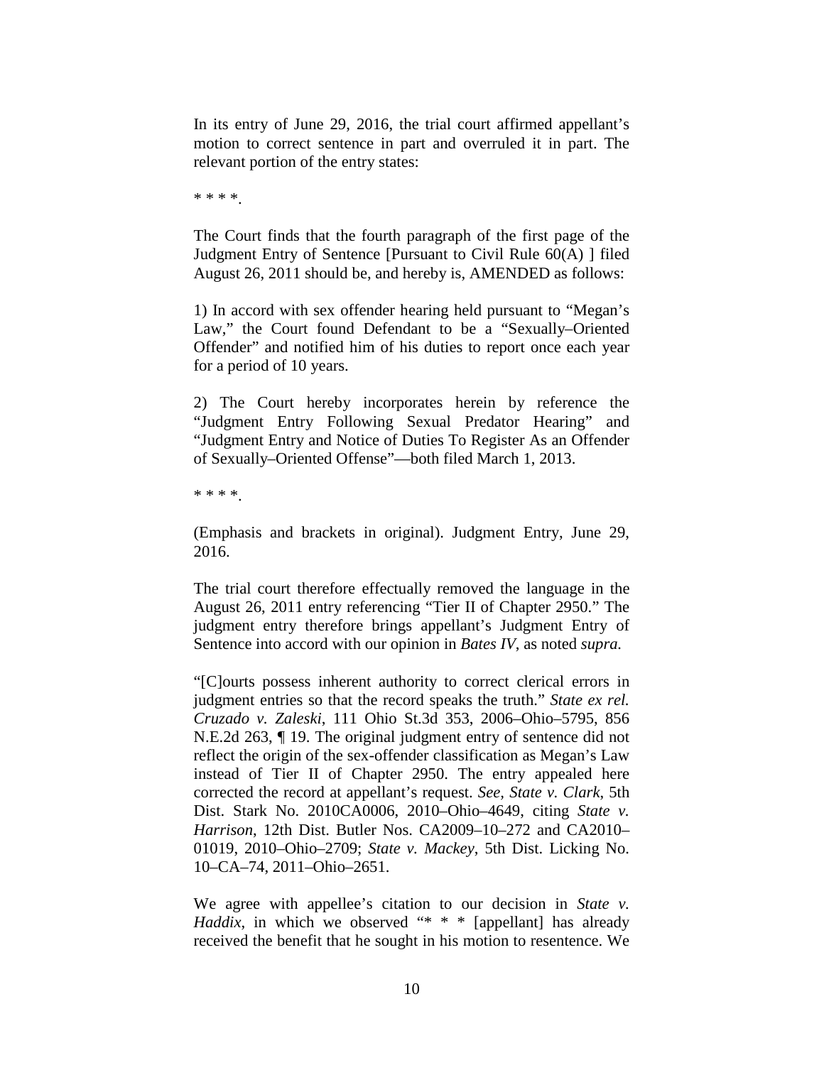In its entry of June 29, 2016, the trial court affirmed appellant's motion to correct sentence in part and overruled it in part. The relevant portion of the entry states:

* * * *.

The Court finds that the fourth paragraph of the first page of the Judgment Entry of Sentence [Pursuant to Civil Rule 60(A) ] filed August 26, 2011 should be, and hereby is, AMENDED as follows:

1) In accord with sex offender hearing held pursuant to "Megan's Law," the Court found Defendant to be a "Sexually–Oriented Offender" and notified him of his duties to report once each year for a period of 10 years.

2) The Court hereby incorporates herein by reference the "Judgment Entry Following Sexual Predator Hearing" and "Judgment Entry and Notice of Duties To Register As an Offender of Sexually–Oriented Offense"—both filed March 1, 2013.

* * * *.

(Emphasis and brackets in original). Judgment Entry, June 29, 2016.

The trial court therefore effectually removed the language in the August 26, 2011 entry referencing "Tier II of Chapter 2950." The judgment entry therefore brings appellant's Judgment Entry of Sentence into accord with our opinion in *Bates IV*, as noted *supra*.

"[C]ourts possess inherent authority to correct clerical errors in judgment entries so that the record speaks the truth." *State ex rel. Cruzado v. Zaleski*, 111 Ohio St.3d 353, 2006–Ohio–5795, 856 N.E.2d 263, ¶ 19. The original judgment entry of sentence did not reflect the origin of the sex-offender classification as Megan's Law instead of Tier II of Chapter 2950. The entry appealed here corrected the record at appellant's request. *See, State v. Clark*, 5th Dist. Stark No. 2010CA0006, 2010–Ohio–4649, citing *State v. Harrison*, 12th Dist. Butler Nos. CA2009–10–272 and CA2010–01019, 2010–Ohio–2709; *State v. Mackey*, 5th Dist. Licking No. 10–CA–74, 2011–Ohio–2651.

We agree with appellee's citation to our decision in *State v. Haddix*, in which we observed "* * * [appellant] has already received the benefit that he sought in his motion to resentence. We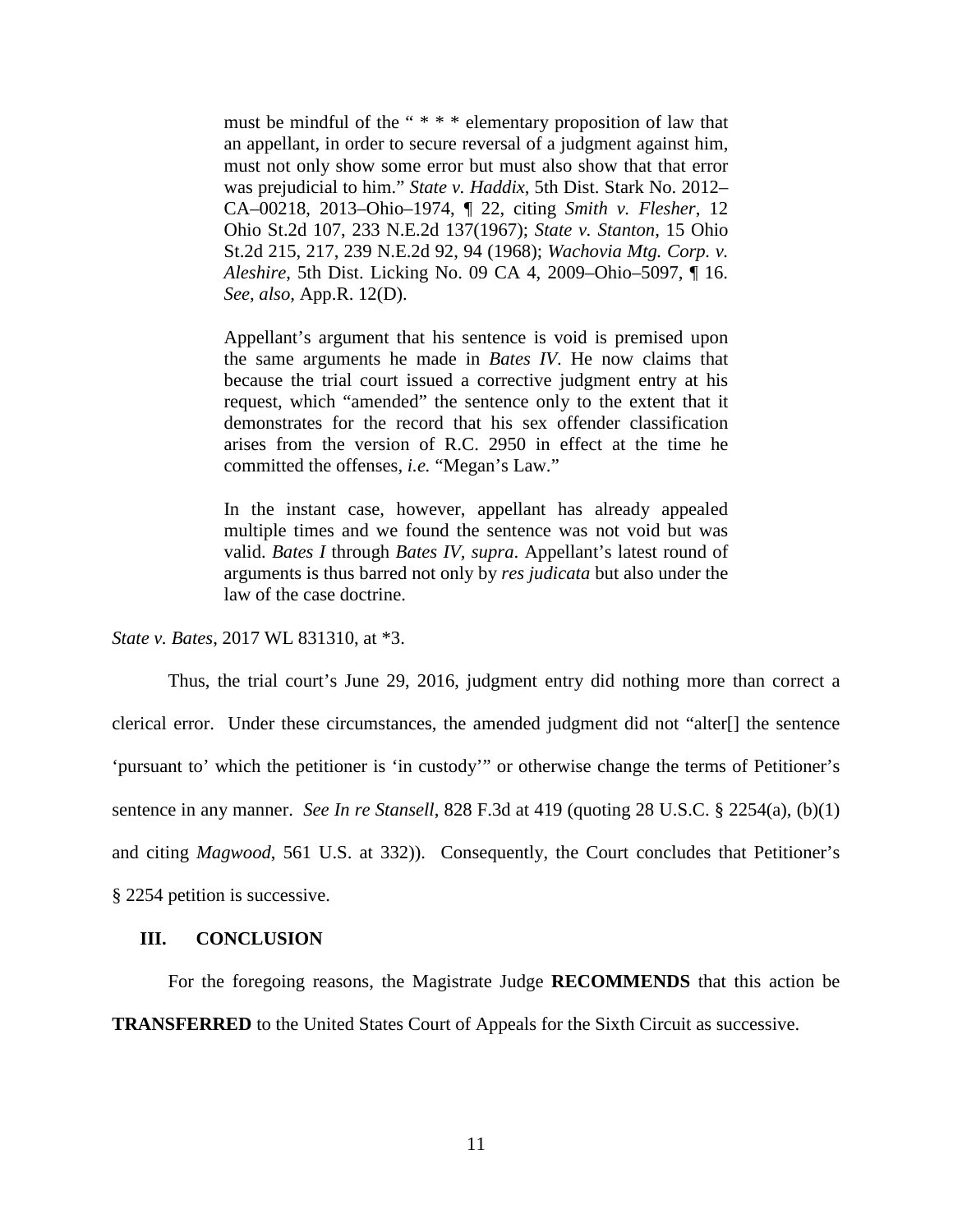> must be mindful of the " * * * elementary proposition of law that an appellant, in order to secure reversal of a judgment against him, must not only show some error but must also show that that error was prejudicial to him." *State v. Haddix*, 5th Dist. Stark No. 2012–CA–00218, 2013–Ohio–1974, ¶ 22, citing *Smith v. Flesher*, 12 Ohio St.2d 107, 233 N.E.2d 137(1967); *State v. Stanton*, 15 Ohio St.2d 215, 217, 239 N.E.2d 92, 94 (1968); *Wachovia Mtg. Corp. v. Aleshire*, 5th Dist. Licking No. 09 CA 4, 2009–Ohio–5097, ¶ 16. *See, also,* App.R. 12(D).
>
> Appellant's argument that his sentence is void is premised upon the same arguments he made in *Bates IV*. He now claims that because the trial court issued a corrective judgment entry at his request, which "amended" the sentence only to the extent that it demonstrates for the record that his sex offender classification arises from the version of R.C. 2950 in effect at the time he committed the offenses, *i.e.* "Megan's Law."
>
> In the instant case, however, appellant has already appealed multiple times and we found the sentence was not void but was valid. *Bates I* through *Bates IV, supra*. Appellant's latest round of arguments is thus barred not only by *res judicata* but also under the law of the case doctrine.

*State v. Bates*, 2017 WL 831310, at *3.

Thus, the trial court's June 29, 2016, judgment entry did nothing more than correct a clerical error. Under these circumstances, the amended judgment did not "alter[] the sentence 'pursuant to' which the petitioner is 'in custody'" or otherwise change the terms of Petitioner's sentence in any manner. *See In re Stansell*, 828 F.3d at 419 (quoting 28 U.S.C. § 2254(a), (b)(1) and citing *Magwood*, 561 U.S. at 332)). Consequently, the Court concludes that Petitioner's § 2254 petition is successive.

## III. CONCLUSION

For the foregoing reasons, the Magistrate Judge **RECOMMENDS** that this action be **TRANSFERRED** to the United States Court of Appeals for the Sixth Circuit as successive.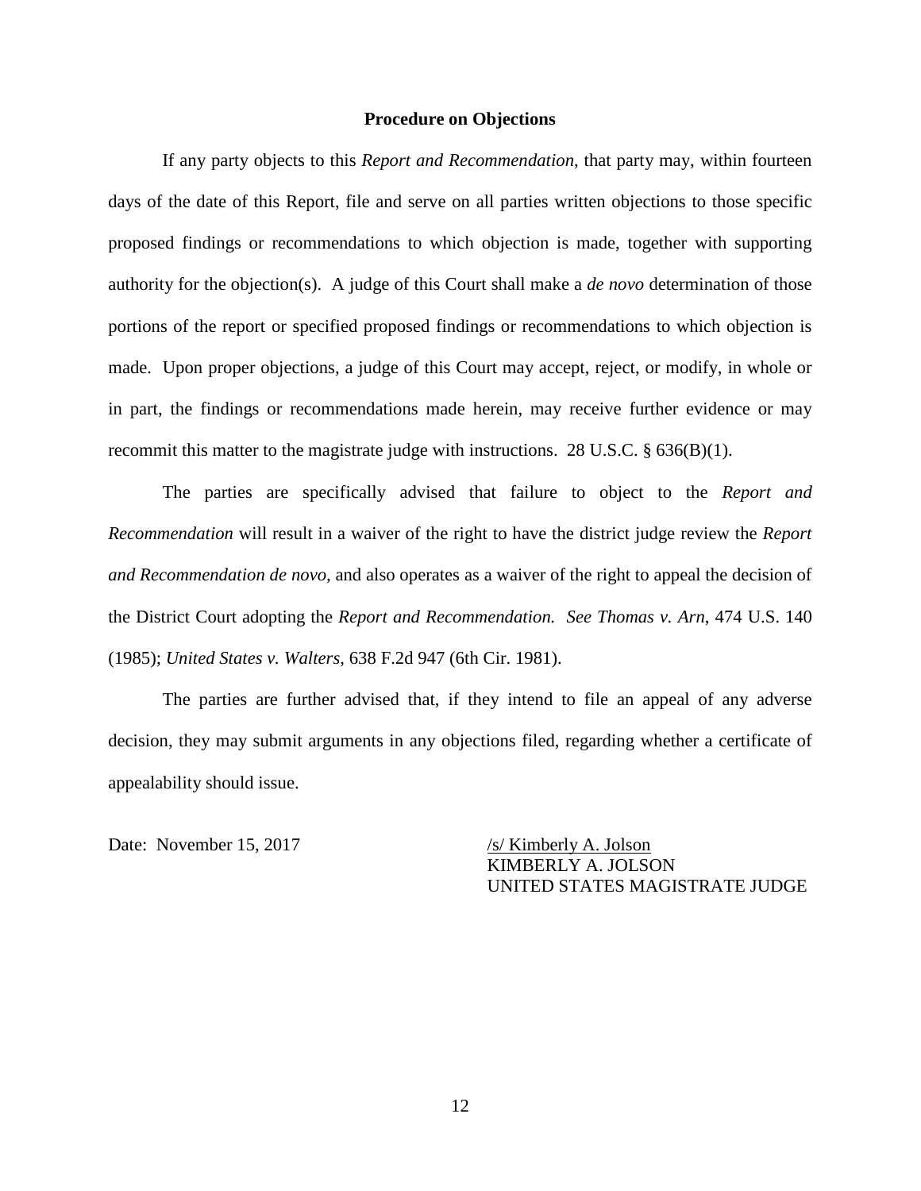**Procedure on Objections**

If any party objects to this *Report and Recommendation*, that party may, within fourteen days of the date of this Report, file and serve on all parties written objections to those specific proposed findings or recommendations to which objection is made, together with supporting authority for the objection(s). A judge of this Court shall make a *de novo* determination of those portions of the report or specified proposed findings or recommendations to which objection is made. Upon proper objections, a judge of this Court may accept, reject, or modify, in whole or in part, the findings or recommendations made herein, may receive further evidence or may recommit this matter to the magistrate judge with instructions. 28 U.S.C. § 636(B)(1).

The parties are specifically advised that failure to object to the *Report and Recommendation* will result in a waiver of the right to have the district judge review the *Report and Recommendation de novo,* and also operates as a waiver of the right to appeal the decision of the District Court adopting the *Report and Recommendation. See Thomas v. Arn*, 474 U.S. 140 (1985); *United States v. Walters*, 638 F.2d 947 (6th Cir. 1981).

The parties are further advised that, if they intend to file an appeal of any adverse decision, they may submit arguments in any objections filed, regarding whether a certificate of appealability should issue.

Date: November 15, 2017

/s/ Kimberly A. Jolson
KIMBERLY A. JOLSON
UNITED STATES MAGISTRATE JUDGE